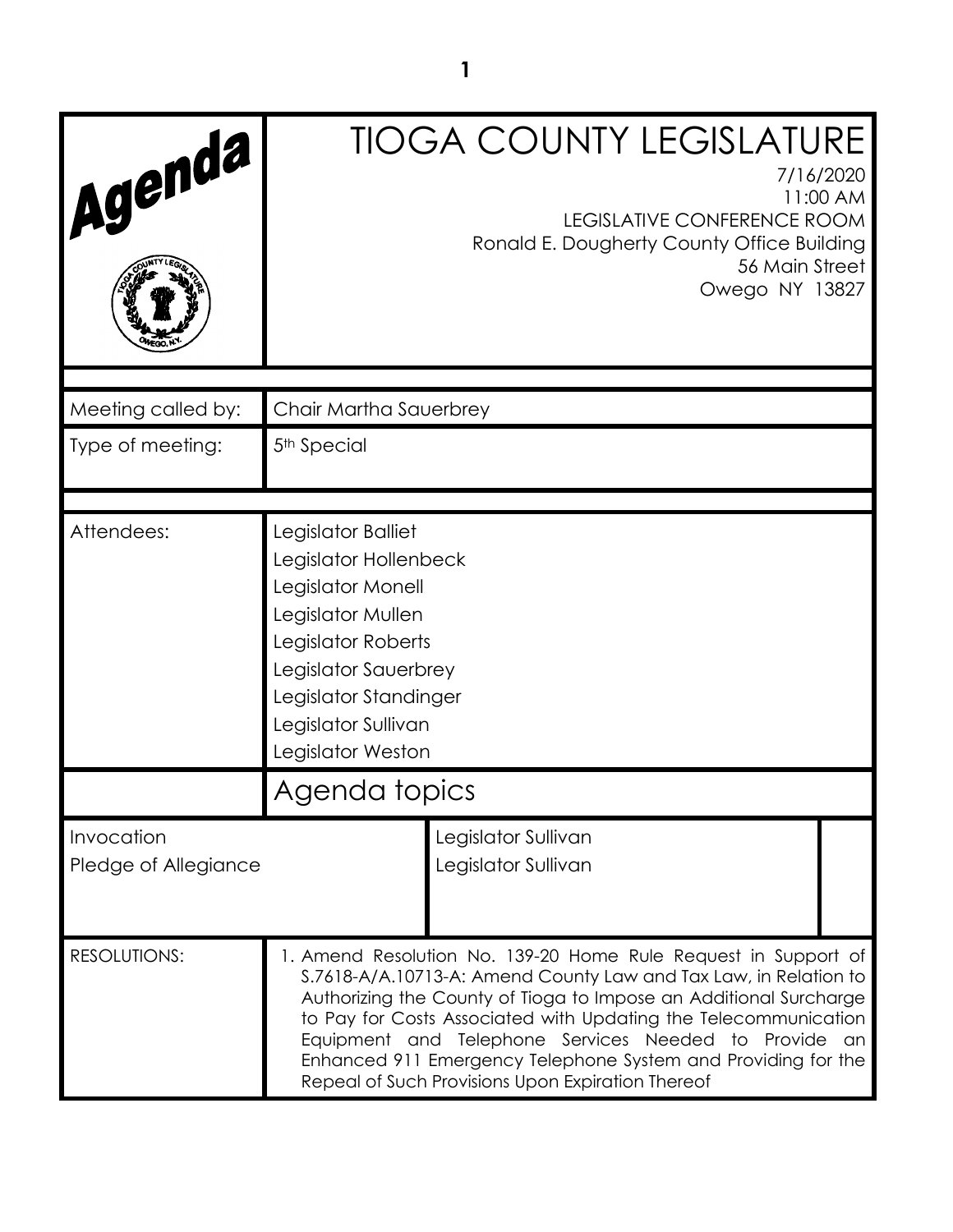# TIOGA COUNTY LEGISLATURE

**Agenda**

7/16/2020
11:00 AM
LEGISLATIVE CONFERENCE ROOM
Ronald E. Dougherty County Office Building
56 Main Street
Owego NY 13827

| | |
|---|---|
| Meeting called by: | Chair Martha Sauerbrey |
| Type of meeting: | 5th Special |

| | |
|---|---|
| Attendees: | Legislator Balliet<br>Legislator Hollenbeck<br>Legislator Monell<br>Legislator Mullen<br>Legislator Roberts<br>Legislator Sauerbrey<br>Legislator Standinger<br>Legislator Sullivan<br>Legislator Weston |

## Agenda topics

| | |
|---|---|
| Invocation | Legislator Sullivan |
| Pledge of Allegiance | Legislator Sullivan |

| | |
|---|---|
| RESOLUTIONS: | 1. Amend Resolution No. 139-20 Home Rule Request in Support of S.7618-A/A.10713-A: Amend County Law and Tax Law, in Relation to Authorizing the County of Tioga to Impose an Additional Surcharge to Pay for Costs Associated with Updating the Telecommunication Equipment and Telephone Services Needed to Provide an Enhanced 911 Emergency Telephone System and Providing for the Repeal of Such Provisions Upon Expiration Thereof |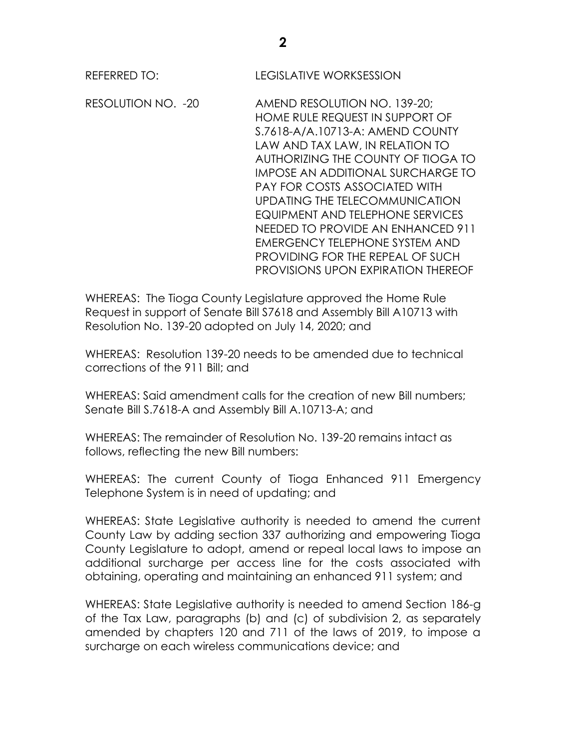REFERRED TO: LEGISLATIVE WORKSESSION

RESOLUTION NO. -20 AMEND RESOLUTION NO. 139-20; HOME RULE REQUEST IN SUPPORT OF S.7618-A/A.10713-A: AMEND COUNTY LAW AND TAX LAW, IN RELATION TO AUTHORIZING THE COUNTY OF TIOGA TO IMPOSE AN ADDITIONAL SURCHARGE TO PAY FOR COSTS ASSOCIATED WITH UPDATING THE TELECOMMUNICATION EQUIPMENT AND TELEPHONE SERVICES NEEDED TO PROVIDE AN ENHANCED 911 EMERGENCY TELEPHONE SYSTEM AND PROVIDING FOR THE REPEAL OF SUCH PROVISIONS UPON EXPIRATION THEREOF

WHEREAS: The Tioga County Legislature approved the Home Rule Request in support of Senate Bill S7618 and Assembly Bill A10713 with Resolution No. 139-20 adopted on July 14, 2020; and

WHEREAS: Resolution 139-20 needs to be amended due to technical corrections of the 911 Bill; and

WHEREAS: Said amendment calls for the creation of new Bill numbers; Senate Bill S.7618-A and Assembly Bill A.10713-A; and

WHEREAS: The remainder of Resolution No. 139-20 remains intact as follows, reflecting the new Bill numbers:

WHEREAS: The current County of Tioga Enhanced 911 Emergency Telephone System is in need of updating; and

WHEREAS: State Legislative authority is needed to amend the current County Law by adding section 337 authorizing and empowering Tioga County Legislature to adopt, amend or repeal local laws to impose an additional surcharge per access line for the costs associated with obtaining, operating and maintaining an enhanced 911 system; and

WHEREAS: State Legislative authority is needed to amend Section 186-g of the Tax Law, paragraphs (b) and (c) of subdivision 2, as separately amended by chapters 120 and 711 of the laws of 2019, to impose a surcharge on each wireless communications device; and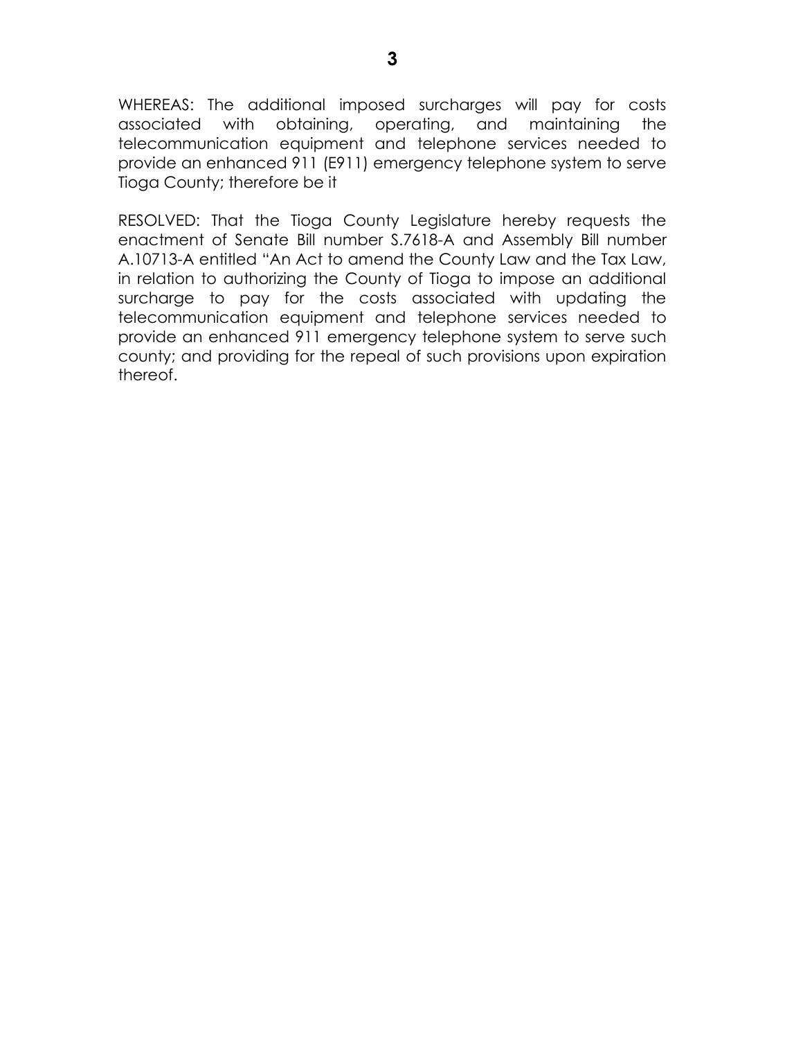WHEREAS: The additional imposed surcharges will pay for costs associated with obtaining, operating, and maintaining the telecommunication equipment and telephone services needed to provide an enhanced 911 (E911) emergency telephone system to serve Tioga County; therefore be it

RESOLVED: That the Tioga County Legislature hereby requests the enactment of Senate Bill number S.7618-A and Assembly Bill number A.10713-A entitled "An Act to amend the County Law and the Tax Law, in relation to authorizing the County of Tioga to impose an additional surcharge to pay for the costs associated with updating the telecommunication equipment and telephone services needed to provide an enhanced 911 emergency telephone system to serve such county; and providing for the repeal of such provisions upon expiration thereof.